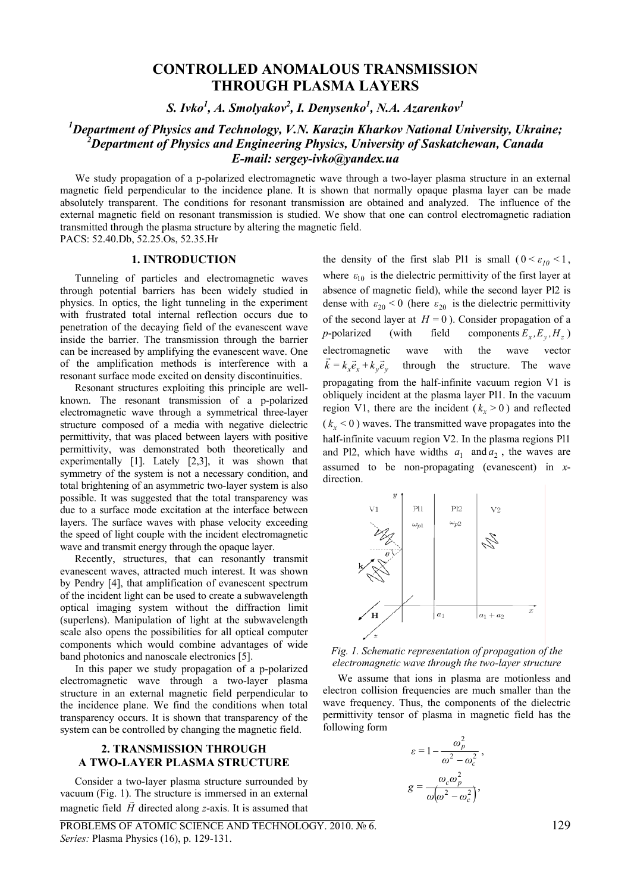# CONTROLLED ANOMALOUS TRANSMISSION THROUGH PLASMA LAYERS

***S. Ivko[1], A. Smolyakov[2], I. Denysenko[1], N.A. Azarenkov[1]***

***[1]Department of Physics and Technology, V.N. Karazin Kharkov National University, Ukraine;***
***[2]Department of Physics and Engineering Physics, University of Saskatchewan, Canada***
***E-mail: sergey-ivko@yandex.ua***

We study propagation of a p-polarized electromagnetic wave through a two-layer plasma structure in an external magnetic field perpendicular to the incidence plane. It is shown that normally opaque plasma layer can be made absolutely transparent. The conditions for resonant transmission are obtained and analyzed. The influence of the external magnetic field on resonant transmission is studied. We show that one can control electromagnetic radiation transmitted through the plasma structure by altering the magnetic field.

PACS: 52.40.Db, 52.25.Os, 52.35.Hr

## 1. INTRODUCTION

Tunneling of particles and electromagnetic waves through potential barriers has been widely studied in physics. In optics, the light tunneling in the experiment with frustrated total internal reflection occurs due to penetration of the decaying field of the evanescent wave inside the barrier. The transmission through the barrier can be increased by amplifying the evanescent wave. One of the amplification methods is interference with a resonant surface mode excited on density discontinuities.

Resonant structures exploiting this principle are well-known. The resonant transmission of a p-polarized electromagnetic wave through a symmetrical three-layer structure composed of a media with negative dielectric permittivity, that was placed between layers with positive permittivity, was demonstrated both theoretically and experimentally [1]. Lately [2,3], it was shown that symmetry of the system is not a necessary condition, and total brightening of an asymmetric two-layer system is also possible. It was suggested that the total transparency was due to a surface mode excitation at the interface between layers. The surface waves with phase velocity exceeding the speed of light couple with the incident electromagnetic wave and transmit energy through the opaque layer.

Recently, structures, that can resonantly transmit evanescent waves, attracted much interest. It was shown by Pendry [4], that amplification of evanescent spectrum of the incident light can be used to create a subwavelength optical imaging system without the diffraction limit (superlens). Manipulation of light at the subwavelength scale also opens the possibilities for all optical computer components which would combine advantages of wide band photonics and nanoscale electronics [5].

In this paper we study propagation of a p-polarized electromagnetic wave through a two-layer plasma structure in an external magnetic field perpendicular to the incidence plane. We find the conditions when total transparency occurs. It is shown that transparency of the system can be controlled by changing the magnetic field.

## 2. TRANSMISSION THROUGH A TWO-LAYER PLASMA STRUCTURE

Consider a two-layer plasma structure surrounded by vacuum (Fig. 1). The structure is immersed in an external magnetic field $\vec{H}$ directed along $z$-axis. It is assumed that the density of the first slab Pl1 is small ($0 < \varepsilon_{10} < 1$, where $\varepsilon_{10}$ is the dielectric permittivity of the first layer at absence of magnetic field), while the second layer Pl2 is dense with $\varepsilon_{20} < 0$ (here $\varepsilon_{20}$ is the dielectric permittivity of the second layer at $H = 0$). Consider propagation of a $p$-polarized (with field components $E_x, E_y, H_z$) electromagnetic wave with the wave vector $\vec{k} = k_x \vec{e}_x + k_y \vec{e}_y$ through the structure. The wave propagating from the half-infinite vacuum region V1 is obliquely incident at the plasma layer Pl1. In the vacuum region V1, there are the incident ($k_x > 0$) and reflected ($k_x < 0$) waves. The transmitted wave propagates into the half-infinite vacuum region V2. In the plasma regions Pl1 and Pl2, which have widths $a_1$ and $a_2$, the waves are assumed to be non-propagating (evanescent) in $x$-direction.

V1 Pl1 Pl2 V2
$\omega_{p1}$ $\omega_{p2}$
y, x, z, k, H, θ
$a_1$ $a_1 + a_2$

*Fig. 1. Schematic representation of propagation of the electromagnetic wave through the two-layer structure*

We assume that ions in plasma are motionless and electron collision frequencies are much smaller than the wave frequency. Thus, the components of the dielectric permittivity tensor of plasma in magnetic field has the following form

$$\varepsilon = 1 - \frac{\omega_p^2}{\omega^2 - \omega_c^2},$$

$$g = \frac{\omega_c \omega_p^2}{\omega\left(\omega^2 - \omega_c^2\right)},$$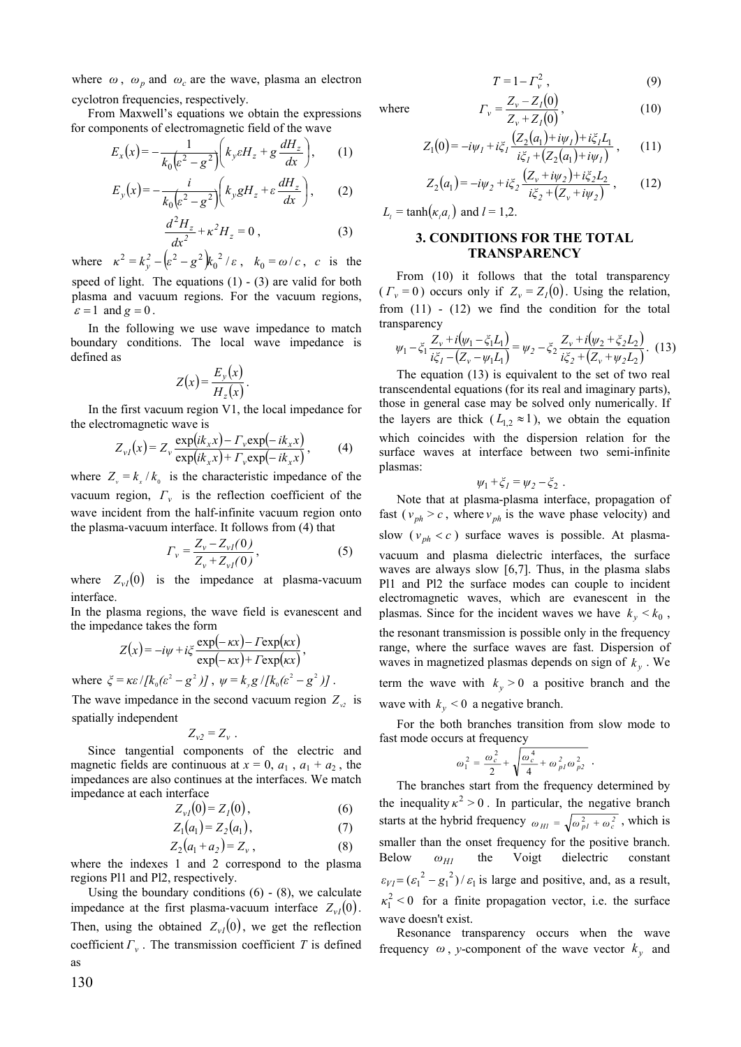where $\omega$, $\omega_p$ and $\omega_c$ are the wave, plasma an electron cyclotron frequencies, respectively.

From Maxwell's equations we obtain the expressions for components of electromagnetic field of the wave

$$E_x(x) = -\frac{1}{k_0(\varepsilon^2 - g^2)}\left(k_y \varepsilon H_z + g\frac{dH_z}{dx}\right), \qquad (1)$$

$$E_y(x) = -\frac{i}{k_0(\varepsilon^2 - g^2)}\left(k_y g H_z + \varepsilon\frac{dH_z}{dx}\right), \qquad (2)$$

$$\frac{d^2 H_z}{dx^2} + \kappa^2 H_z = 0\,, \qquad (3)$$

where $\kappa^2 = k_y^2 - (\varepsilon^2 - g^2)k_0^2/\varepsilon$, $k_0 = \omega / c$, $c$ is the speed of light. The equations (1) - (3) are valid for both plasma and vacuum regions. For the vacuum regions, $\varepsilon = 1$ and $g = 0$.

In the following we use wave impedance to match boundary conditions. The local wave impedance is defined as

$$Z(x) = \frac{E_y(x)}{H_z(x)}.$$

In the first vacuum region V1, the local impedance for the electromagnetic wave is

$$Z_{v1}(x) = Z_v \frac{\exp(ik_x x) - \Gamma_v \exp(-ik_x x)}{\exp(ik_x x) + \Gamma_v \exp(-ik_x x)}, \qquad (4)$$

where $Z_v = k_x / k_0$ is the characteristic impedance of the vacuum region, $\Gamma_v$ is the reflection coefficient of the wave incident from the half-infinite vacuum region onto the plasma-vacuum interface. It follows from (4) that

$$\Gamma_v = \frac{Z_v - Z_{v1}(0)}{Z_v + Z_{v1}(0)}, \qquad (5)$$

where $Z_{v1}(0)$ is the impedance at plasma-vacuum interface.

In the plasma regions, the wave field is evanescent and the impedance takes the form

$$Z(x) = -i\psi + i\xi \frac{\exp(-\kappa x) - \Gamma \exp(\kappa x)}{\exp(-\kappa x) + \Gamma \exp(\kappa x)},$$

where $\xi = \kappa\varepsilon / [k_0(\varepsilon^2 - g^2)]$, $\psi = k_y g / [k_0(\varepsilon^2 - g^2)]$.

The wave impedance in the second vacuum region $Z_{v2}$ is spatially independent

$$Z_{v2} = Z_v\,.$$

Since tangential components of the electric and magnetic fields are continuous at $x = 0$, $a_1$, $a_1 + a_2$, the impedances are also continues at the interfaces. We match impedance at each interface

$$Z_{v1}(0) = Z_1(0), \qquad (6)$$

$$Z_1(a_1) = Z_2(a_1), \qquad (7)$$

$$Z_2(a_1 + a_2) = Z_v\,, \qquad (8)$$

where the indexes 1 and 2 correspond to the plasma regions Pl1 and Pl2, respectively.

Using the boundary conditions (6) - (8), we calculate impedance at the first plasma-vacuum interface $Z_{v1}(0)$. Then, using the obtained $Z_{v1}(0)$, we get the reflection coefficient $\Gamma_v$. The transmission coefficient $T$ is defined as

$$T = 1 - \Gamma_v^2\,, \qquad (9)$$

where

$$\Gamma_v = \frac{Z_v - Z_1(0)}{Z_v + Z_1(0)}, \qquad (10)$$

$$Z_1(0) = -i\psi_1 + i\xi_1 \frac{(Z_2(a_1) + i\psi_1) + i\xi_1 L_1}{i\xi_1 + (Z_2(a_1) + i\psi_1)}, \qquad (11)$$

$$Z_2(a_1) = -i\psi_2 + i\xi_2 \frac{(Z_v + i\psi_2) + i\xi_2 L_2}{i\xi_2 + (Z_v + i\psi_2)}, \qquad (12)$$

$L_l = \tanh(\kappa_l a_l)$ and $l = 1,2$.

## 3. CONDITIONS FOR THE TOTAL TRANSPARENCY

From (10) it follows that the total transparency ($\Gamma_v = 0$) occurs only if $Z_v = Z_1(0)$. Using the relation, from (11) - (12) we find the condition for the total transparency

$$\psi_1 - \xi_1 \frac{Z_v + i(\psi_1 - \xi_1 L_1)}{i\xi_1 - (Z_v - \psi_1 L_1)} = \psi_2 - \xi_2 \frac{Z_v + i(\psi_2 + \xi_2 L_2)}{i\xi_2 + (Z_v + \psi_2 L_2)}. \quad (13)$$

The equation (13) is equivalent to the set of two real transcendental equations (for its real and imaginary parts), those in general case may be solved only numerically. If the layers are thick ($L_{1,2} \approx 1$), we obtain the equation which coincides with the dispersion relation for the surface waves at interface between two semi-infinite plasmas:

$$\psi_1 + \xi_1 = \psi_2 - \xi_2\,.$$

Note that at plasma-plasma interface, propagation of fast ($v_{ph} > c$, where $v_{ph}$ is the wave phase velocity) and slow ($v_{ph} < c$) surface waves is possible. At plasma-vacuum and plasma dielectric interfaces, the surface waves are always slow [6,7]. Thus, in the plasma slabs Pl1 and Pl2 the surface modes can couple to incident electromagnetic waves, which are evanescent in the plasmas. Since for the incident waves we have $k_y < k_0$, the resonant transmission is possible only in the frequency range, where the surface waves are fast. Dispersion of waves in magnetized plasmas depends on sign of $k_y$. We term the wave with $k_y > 0$ a positive branch and the wave with $k_y < 0$ a negative branch.

For the both branches transition from slow mode to fast mode occurs at frequency

$$\omega_1^2 = \frac{\omega_c^2}{2} + \sqrt{\frac{\omega_c^4}{4} + \omega_{p1}^2 \omega_{p2}^2}\,.$$

The branches start from the frequency determined by the inequality $\kappa^2 > 0$. In particular, the negative branch starts at the hybrid frequency $\omega_{H1} = \sqrt{\omega_{p1}^2 + \omega_c^2}$, which is smaller than the onset frequency for the positive branch. Below $\omega_{H1}$ the Voigt dielectric constant $\varepsilon_{V1} = (\varepsilon_1^2 - g_1^2)/\varepsilon_1$ is large and positive, and, as a result, $\kappa_1^2 < 0$ for a finite propagation vector, i.e. the surface wave doesn't exist.

Resonance transparency occurs when the wave frequency $\omega$, $y$-component of the wave vector $k_y$ and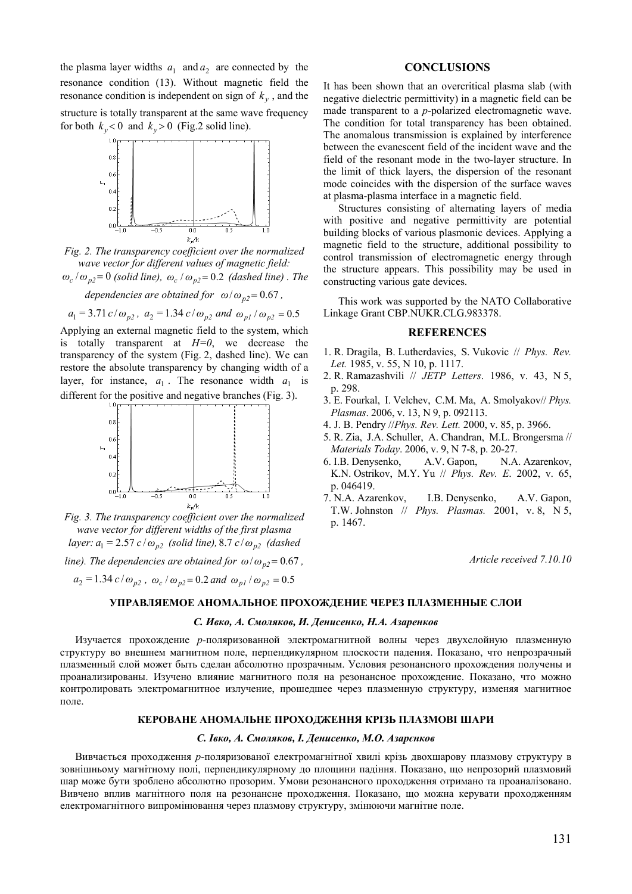the plasma layer widths $a_1$ and $a_2$ are connected by the resonance condition (13). Without magnetic field the resonance condition is independent on sign of $k_y$, and the structure is totally transparent at the same wave frequency for both $k_y < 0$ and $k_y > 0$ (Fig.2 solid line).

1.0
0.8
0.6
T
0.4
0.2
0.0
−1.0 −0.5 0.0 0.5 1.0
$k_y/k$

*Fig. 2. The transparency coefficient over the normalized wave vector for different values of magnetic field: $\omega_c/\omega_{p2} = 0$ (solid line), $\omega_c/\omega_{p2} = 0.2$ (dashed line). The dependencies are obtained for $\omega/\omega_{p2} = 0.67$, $a_1 = 3.71\,c/\omega_{p2}$, $a_2 = 1.34\,c/\omega_{p2}$ and $\omega_{p1}/\omega_{p2} = 0.5$*

Applying an external magnetic field to the system, which is totally transparent at *H=0*, we decrease the transparency of the system (Fig. 2, dashed line). We can restore the absolute transparency by changing width of a layer, for instance, $a_1$. The resonance width $a_1$ is different for the positive and negative branches (Fig. 3).

1.0
0.8
0.6
T
0.4
0.2
0.0
−1.0 −0.5 0.0 0.5 1.0
$k_y/k$

*Fig. 3. The transparency coefficient over the normalized wave vector for different widths of the first plasma layer: $a_1 = 2.57\,c/\omega_{p2}$ (solid line), $8.7\,c/\omega_{p2}$ (dashed line). The dependencies are obtained for $\omega/\omega_{p2} = 0.67$, $a_2 = 1.34\,c/\omega_{p2}$, $\omega_c/\omega_{p2} = 0.2$ and $\omega_{p1}/\omega_{p2} = 0.5$*

## CONCLUSIONS

It has been shown that an overcritical plasma slab (with negative dielectric permittivity) in a magnetic field can be made transparent to a *p*-polarized electromagnetic wave. The condition for total transparency has been obtained. The anomalous transmission is explained by interference between the evanescent field of the incident wave and the field of the resonant mode in the two-layer structure. In the limit of thick layers, the dispersion of the resonant mode coincides with the dispersion of the surface waves at plasma-plasma interface in a magnetic field.

Structures consisting of alternating layers of media with positive and negative permittivity are potential building blocks of various plasmonic devices. Applying a magnetic field to the structure, additional possibility to control transmission of electromagnetic energy through the structure appears. This possibility may be used in constructing various gate devices.

This work was supported by the NATO Collaborative Linkage Grant CBP.NUKR.CLG.983378.

## REFERENCES

1. R. Dragila, B. Lutherdavies, S. Vukovic // *Phys. Rev. Let.* 1985, v. 55, N 10, p. 1117.
2. R. Ramazashvili // *JETP Letters*. 1986, v. 43, N 5, p. 298.
3. E. Fourkal, I. Velchev, C.M. Ma, A. Smolyakov// *Phys. Plasmas*. 2006, v. 13, N 9, p. 092113.
4. J. B. Pendry //*Phys. Rev. Lett.* 2000, v. 85, p. 3966.
5. R. Zia, J.A. Schuller, A. Chandran, M.L. Brongersma // *Materials Today*. 2006, v. 9, N 7-8, p. 20-27.
6. I.B. Denysenko, A.V. Gapon, N.A. Azarenkov, K.N. Ostrikov, M.Y. Yu // *Phys. Rev. E*. 2002, v. 65, p. 046419.
7. N.A. Azarenkov, I.B. Denysenko, A.V. Gapon, T.W. Johnston // *Phys. Plasmas.* 2001, v. 8, N 5, p. 1467.

*Article received 7.10.10*

## УПРАВЛЯЕМОЕ АНОМАЛЬНОЕ ПРОХОЖДЕНИЕ ЧЕРЕЗ ПЛАЗМЕННЫЕ СЛОИ

***С. Ивко, А. Смоляков, И. Денисенко, Н.А. Азаренков***

Изучается прохождение *p*-поляризованной электромагнитной волны через двухслойную плазменную структуру во внешнем магнитном поле, перпендикулярном плоскости падения. Показано, что непрозрачный плазменный слой может быть сделан абсолютно прозрачным. Условия резонансного прохождения получены и проанализированы. Изучено влияние магнитного поля на резонансное прохождение. Показано, что можно контролировать электромагнитное излучение, прошедшее через плазменную структуру, изменяя магнитное поле.

## КЕРОВАНЕ АНОМАЛЬНЕ ПРОХОДЖЕННЯ КРІЗЬ ПЛАЗМОВІ ШАРИ

***С. Івко, А. Смоляков, І. Денисенко, М.О. Азарєнков***

Вивчається проходження *p*-поляризованої електромагнітної хвилі крізь двохшарову плазмову структуру в зовнішньому магнітному полі, перпендикулярному до площини падіння. Показано, що непрозорий плазмовий шар може бути зроблено абсолютно прозорим. Умови резонансного проходження отримано та проаналізовано. Вивчено вплив магнітного поля на резонансне проходження. Показано, що можна керувати проходженням електромагнітного випромінювання через плазмову структуру, змінюючи магнітне поле.